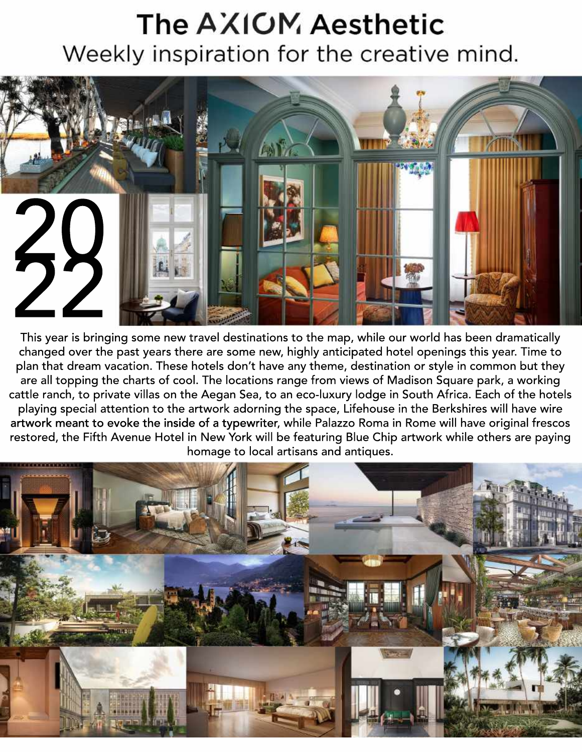# The AXIOM Aesthetic

Weekly inspiration for the creative mind.

2022

This year is bringing some new travel destinations to the map, while our world has been dramatically changed over the past years there are some new, highly anticipated hotel openings this year. Time to plan that dream vacation. These hotels don't have any theme, destination or style in common but they are all topping the charts of cool. The locations range from views of Madison Square park, a working cattle ranch, to private villas on the Aegan Sea, to an eco-luxury lodge in South Africa. Each of the hotels playing special attention to the artwork adorning the space, Lifehouse in the Berkshires will have wire artwork meant to evoke the inside of a typewriter, while Palazzo Roma in Rome will have original frescos restored, the Fifth Avenue Hotel in New York will be featuring Blue Chip artwork while others are paying homage to local artisans and antiques.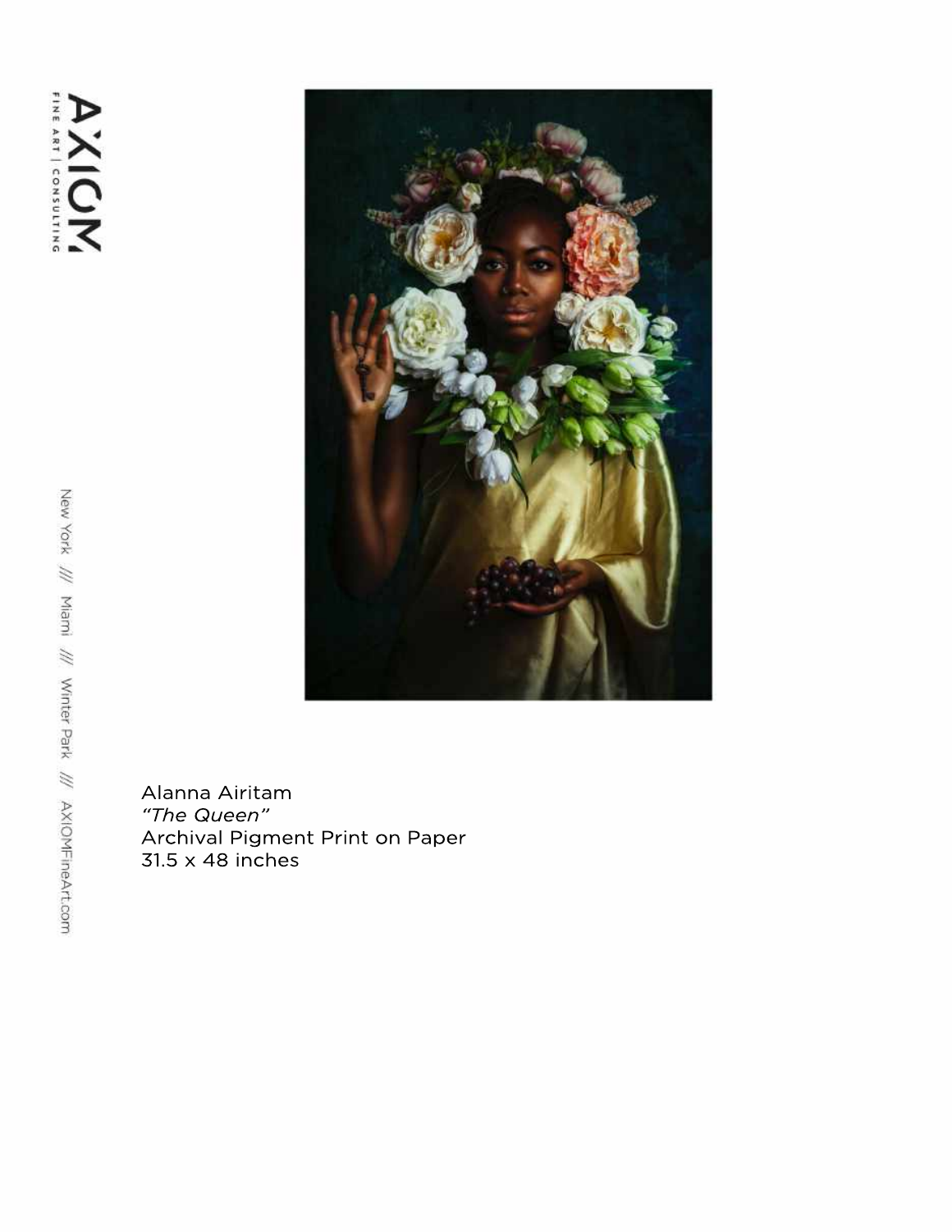Alanna Airitam
*"The Queen"*
Archival Pigment Print on Paper
31.5 x 48 inches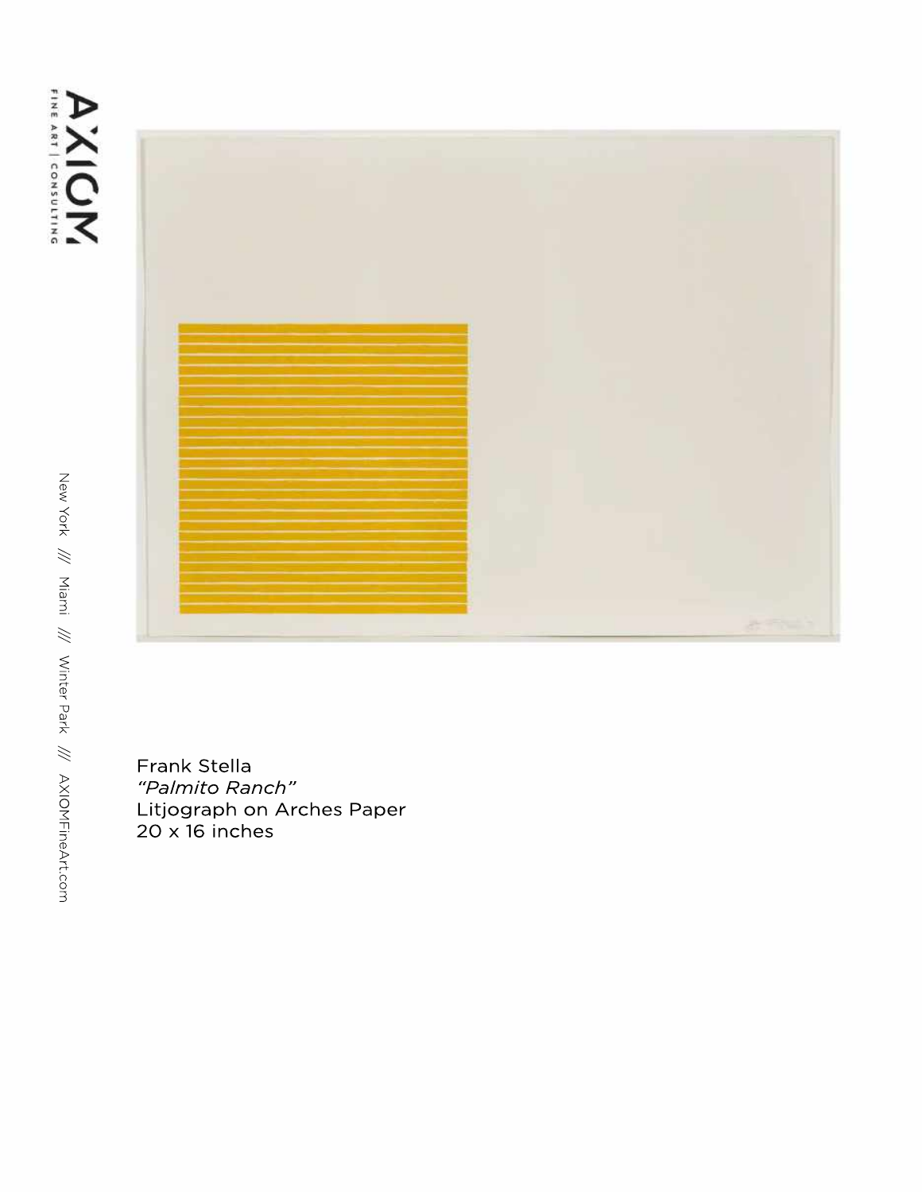Frank Stella
*"Palmito Ranch"*
Litjograph on Arches Paper
20 x 16 inches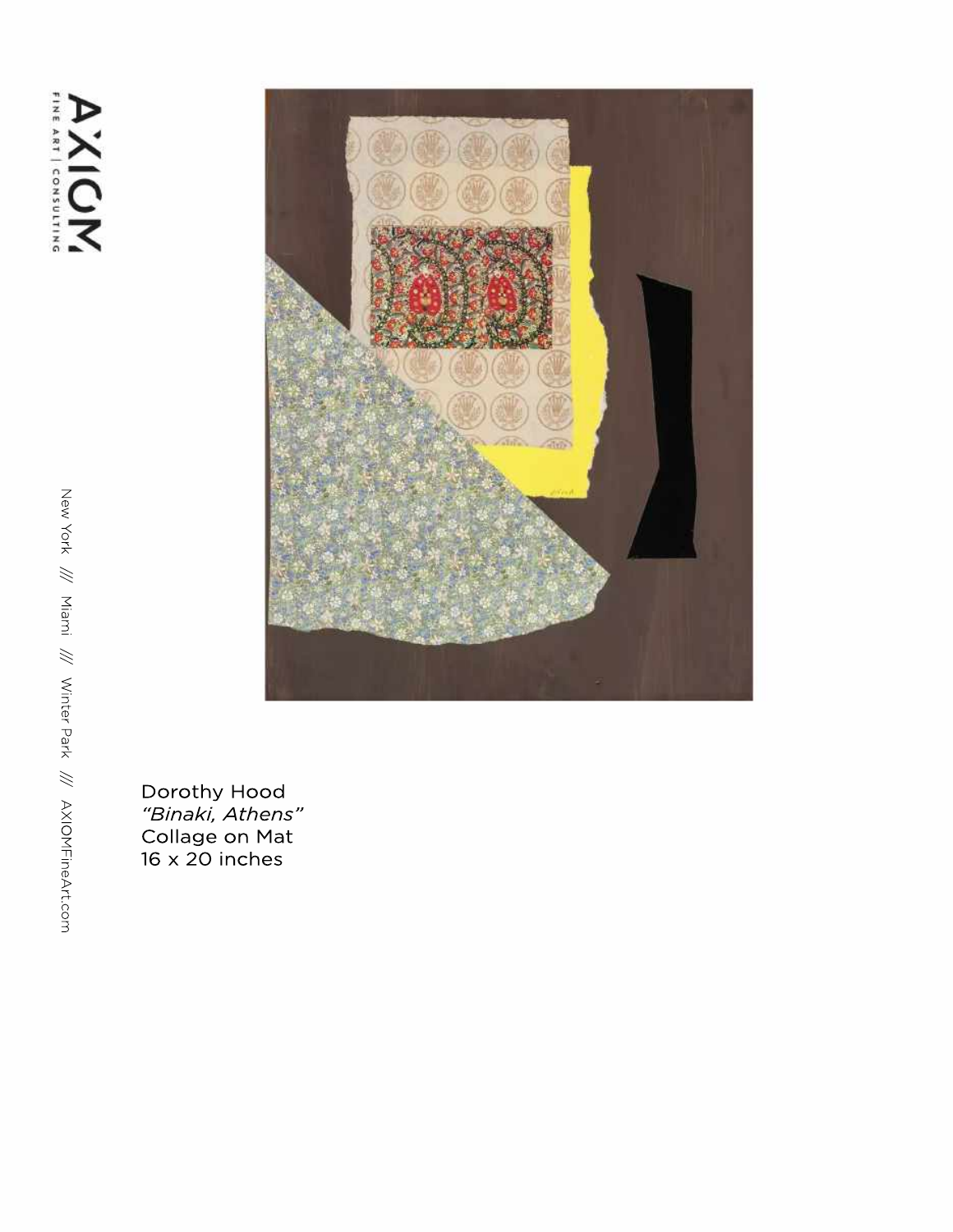Dorothy Hood
*"Binaki, Athens"*
Collage on Mat
16 x 20 inches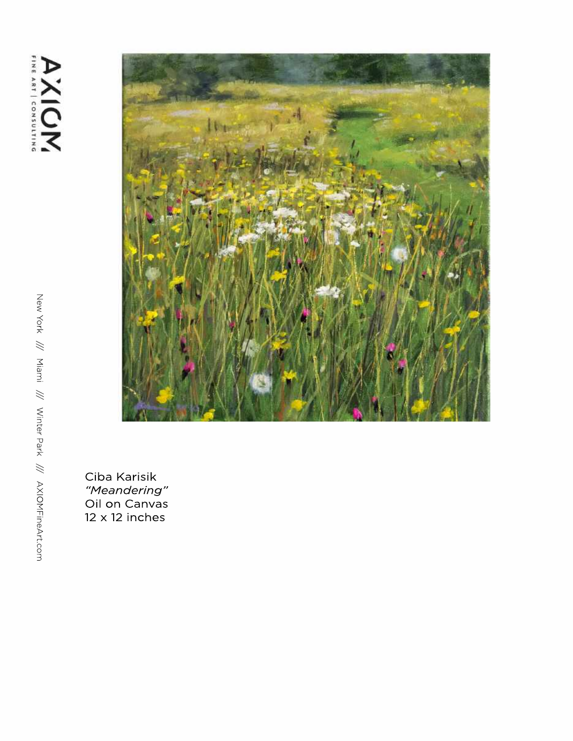Ciba Karisik
*"Meandering"*
Oil on Canvas
12 x 12 inches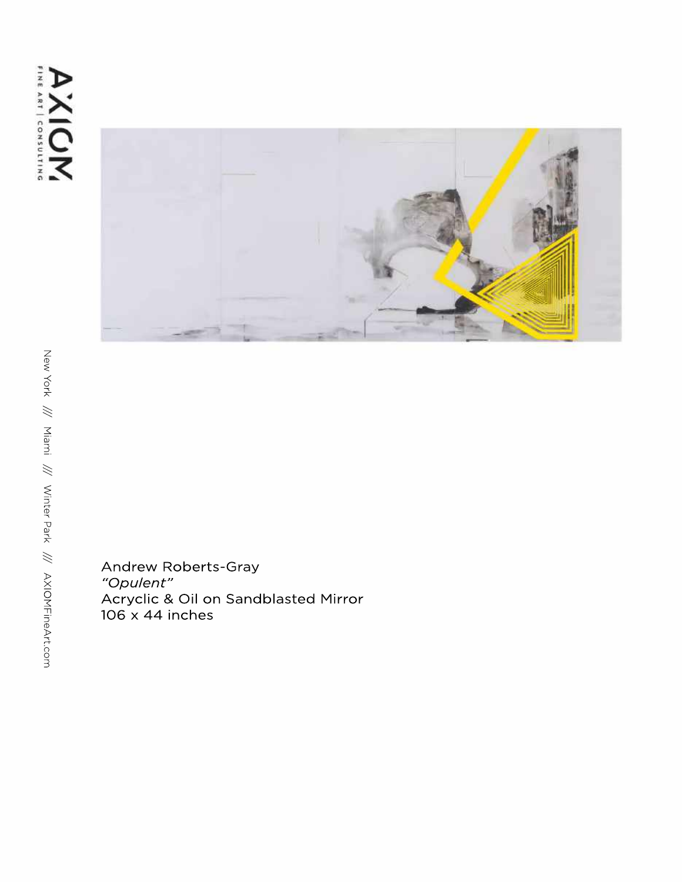Andrew Roberts-Gray
*"Opulent"*
Acryclic & Oil on Sandblasted Mirror
106 x 44 inches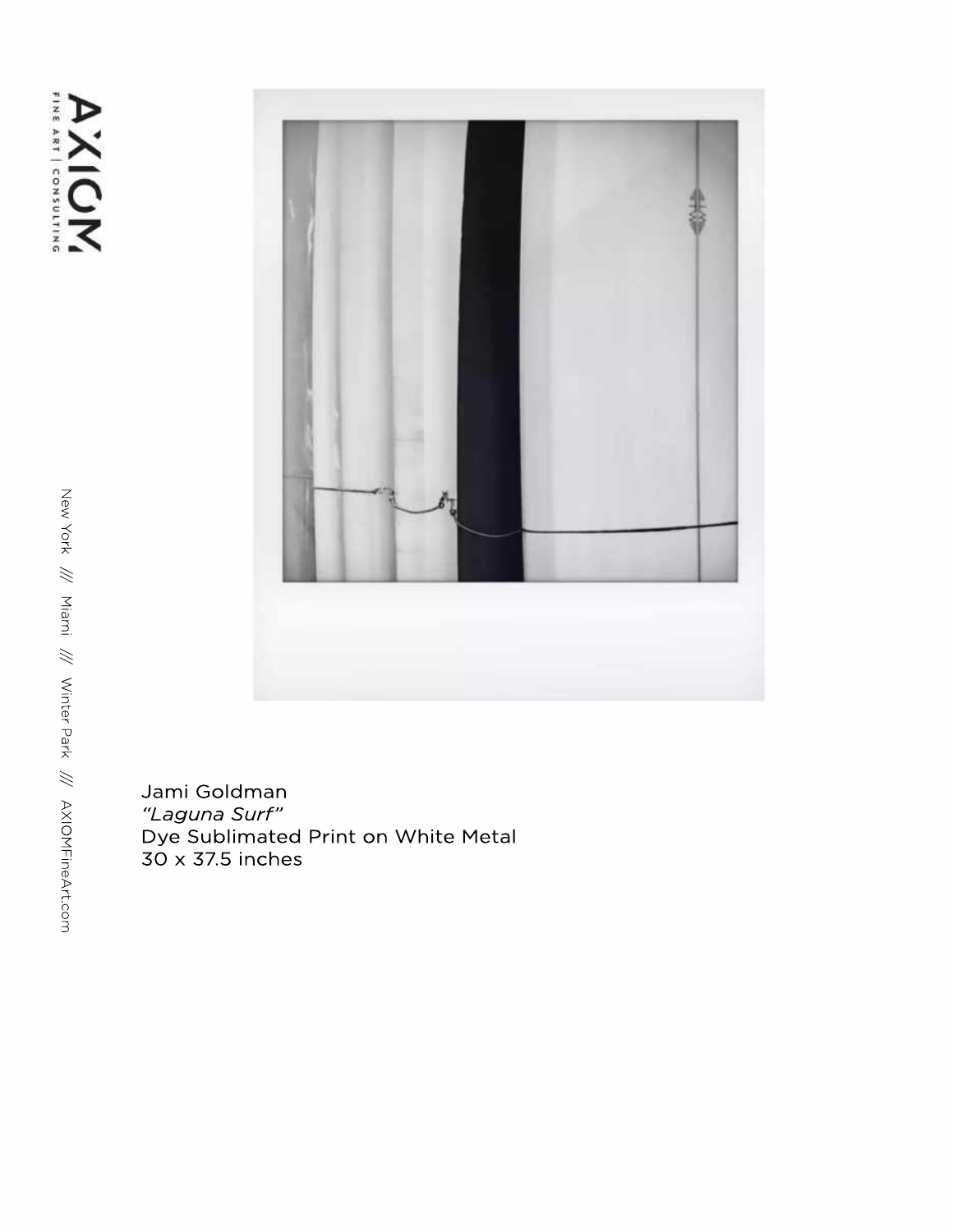Jami Goldman
*"Laguna Surf"*
Dye Sublimated Print on White Metal
30 x 37.5 inches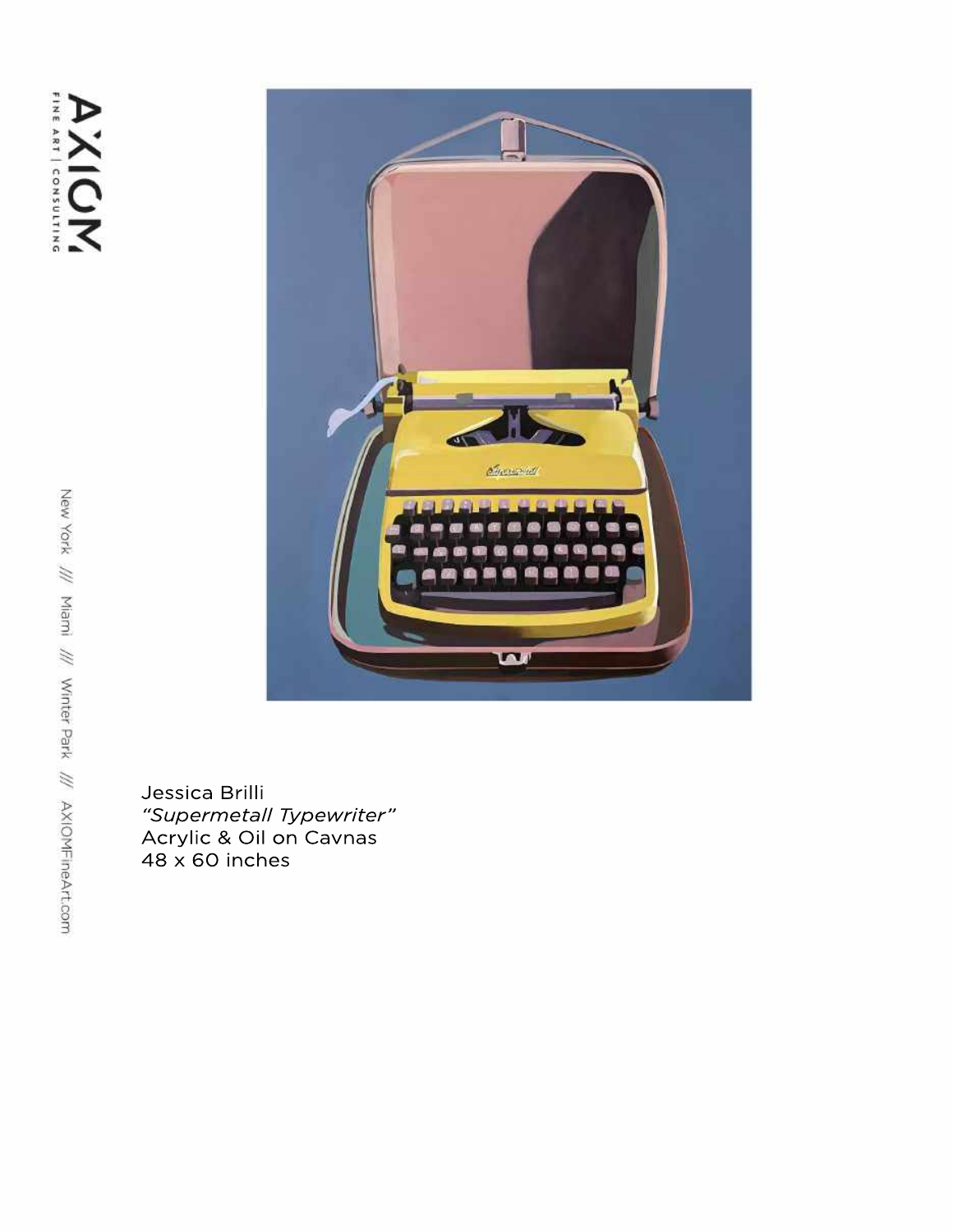Jessica Brilli
*"Supermetall Typewriter"*
Acrylic & Oil on Cavnas
48 x 60 inches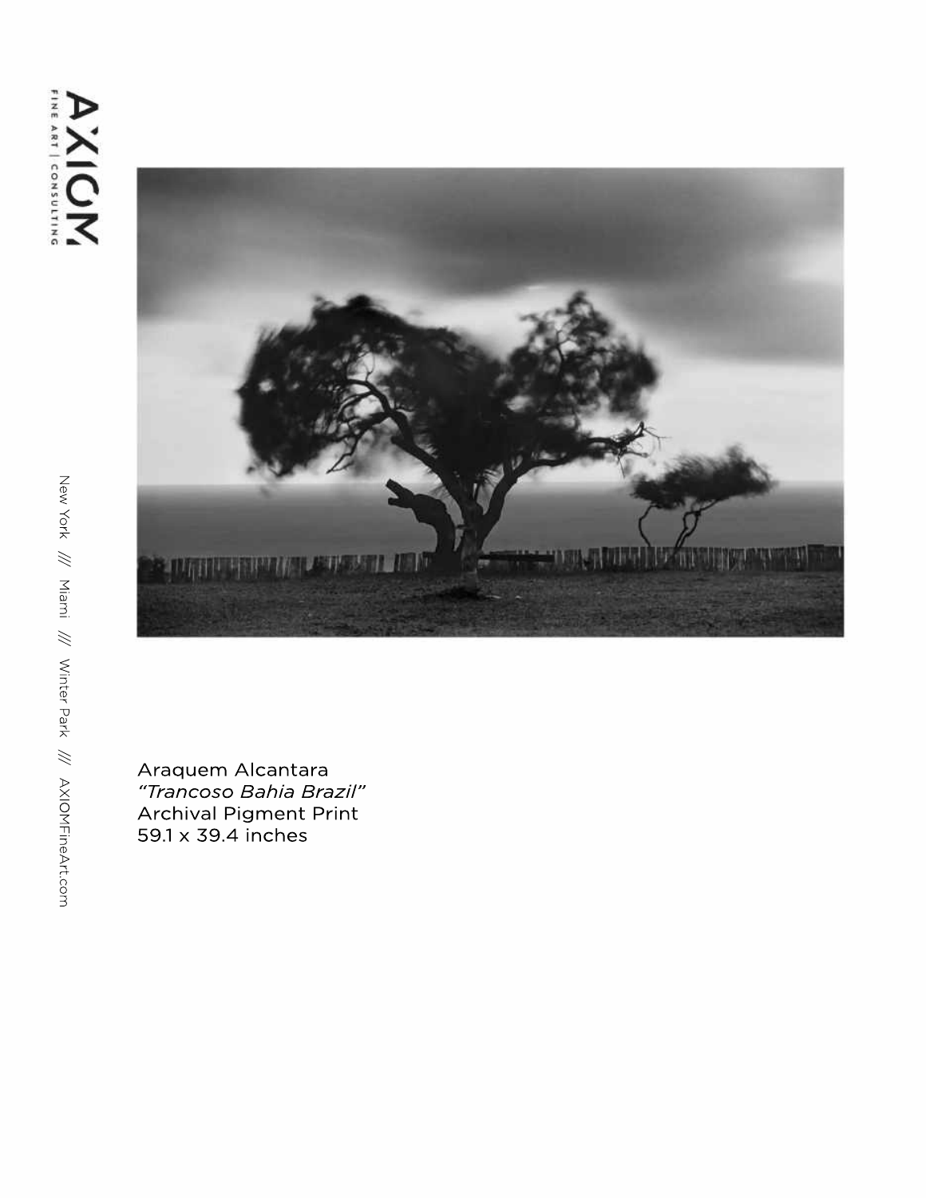Araquem Alcantara
*"Trancoso Bahia Brazil"*
Archival Pigment Print
59.1 x 39.4 inches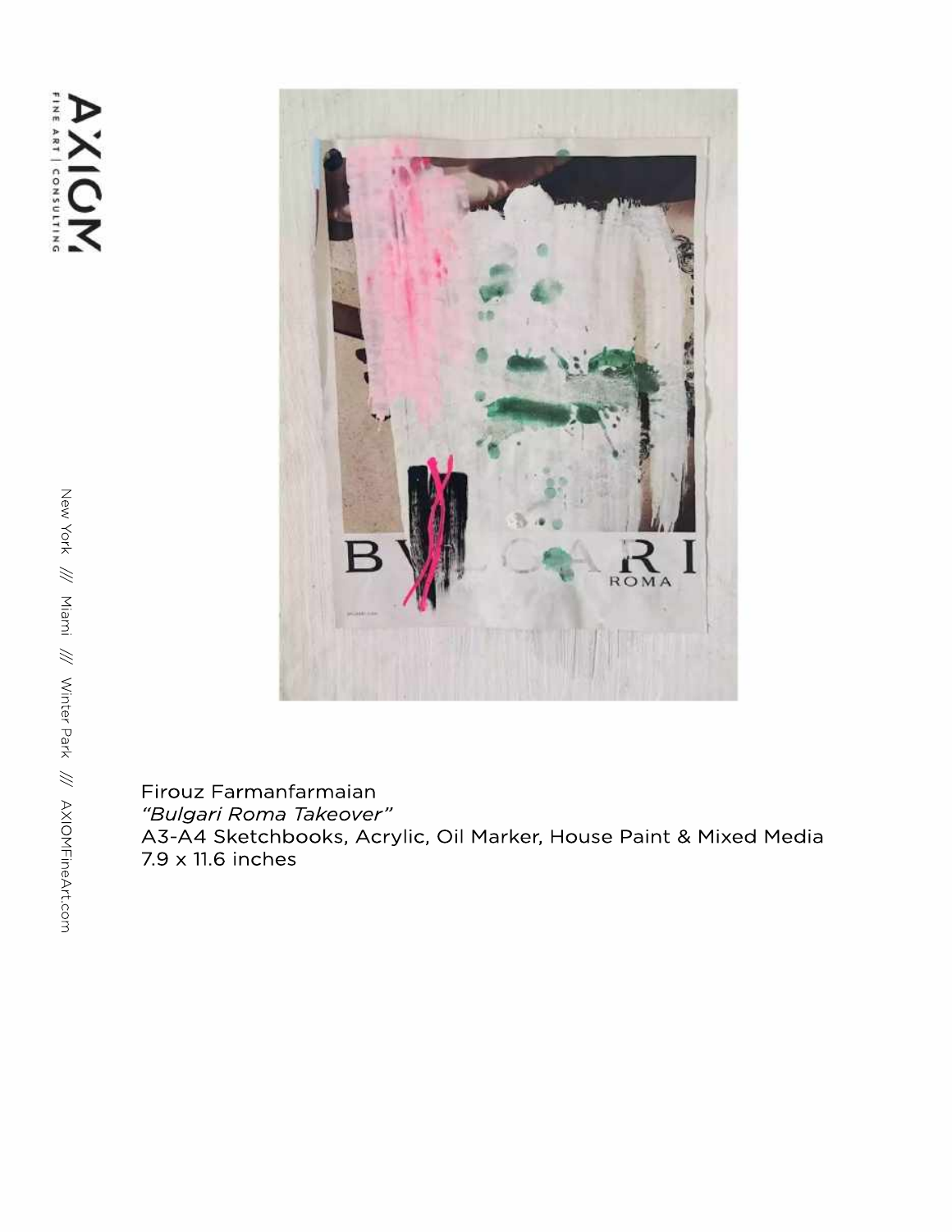Firouz Farmanfarmaian
*"Bulgari Roma Takeover"*
A3-A4 Sketchbooks, Acrylic, Oil Marker, House Paint & Mixed Media
7.9 x 11.6 inches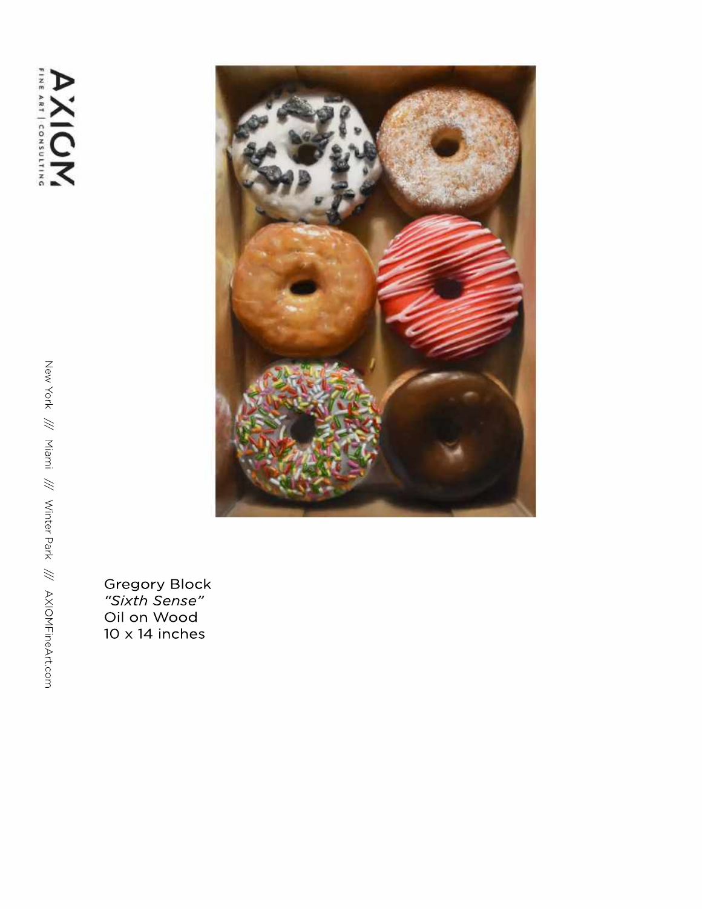Gregory Block
*"Sixth Sense"*
Oil on Wood
10 x 14 inches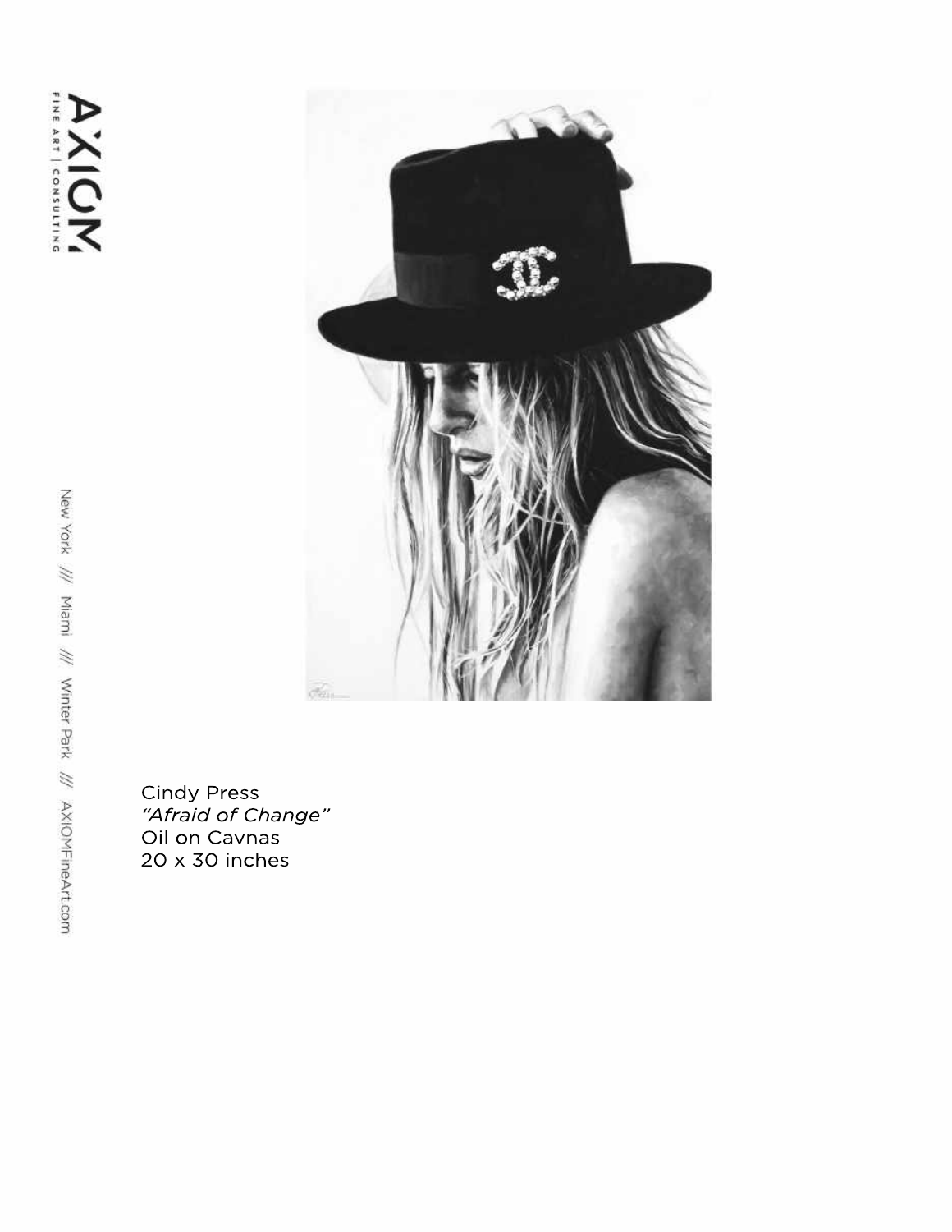Cindy Press
*"Afraid of Change"*
Oil on Cavnas
20 x 30 inches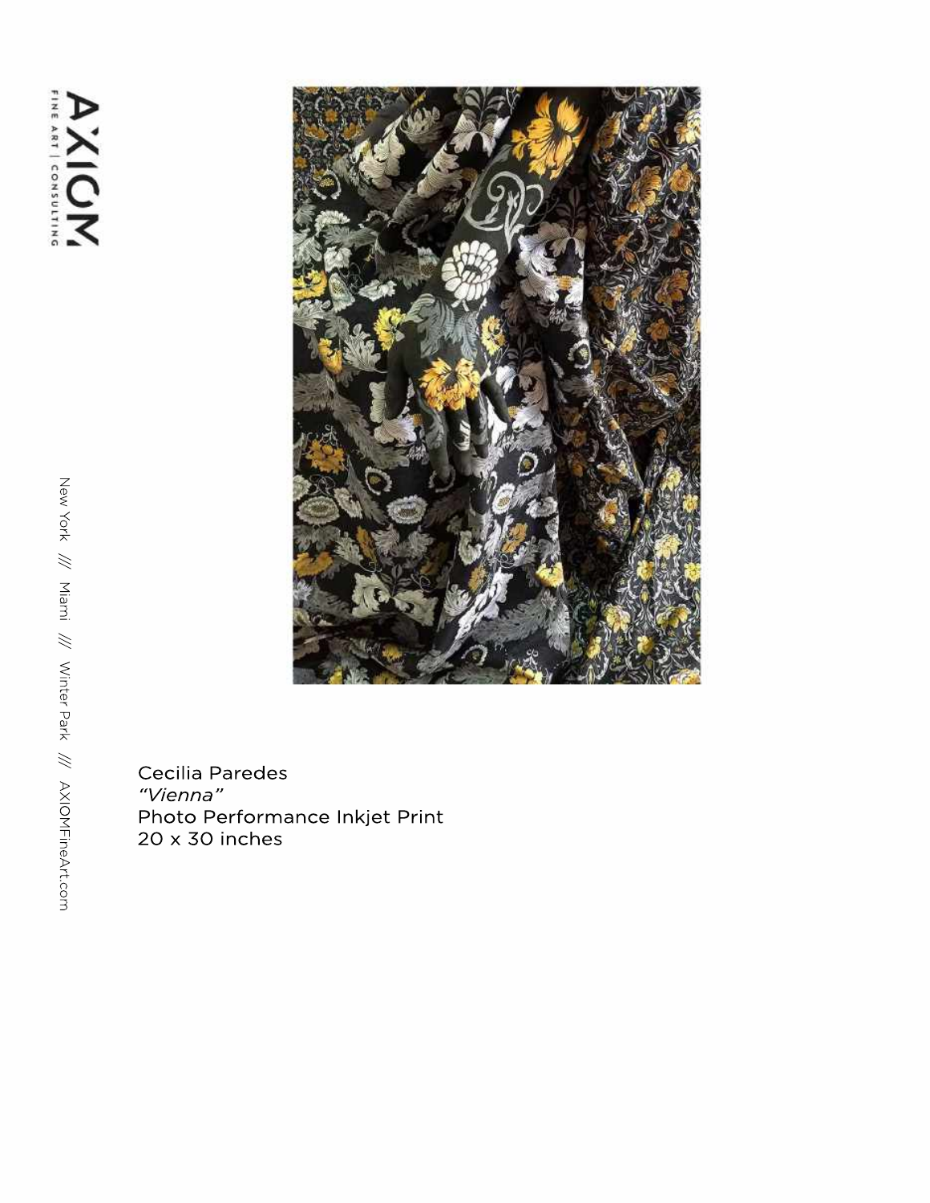Cecilia Paredes
*"Vienna"*
Photo Performance Inkjet Print
20 x 30 inches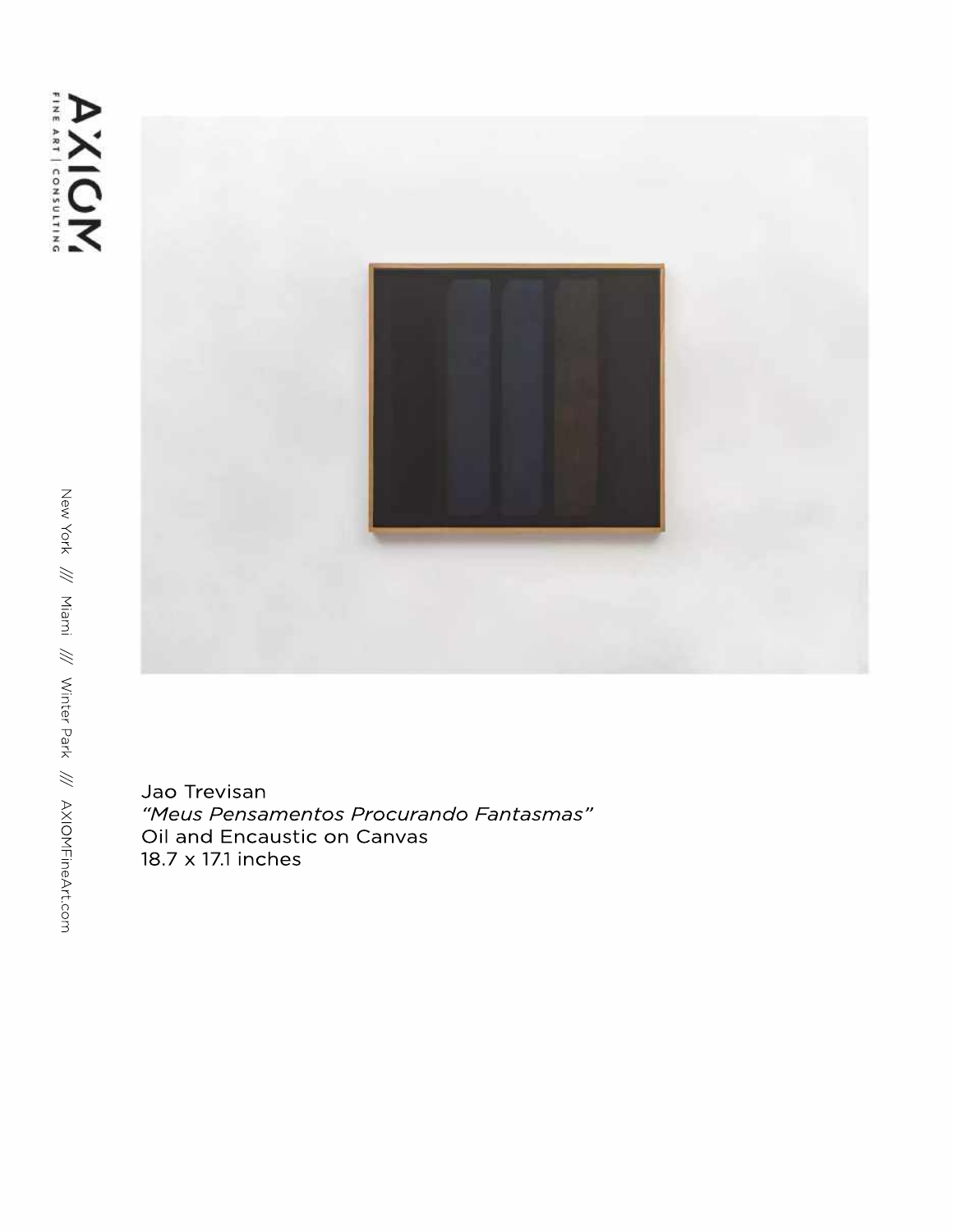Jao Trevisan
*"Meus Pensamentos Procurando Fantasmas"*
Oil and Encaustic on Canvas
18.7 x 17.1 inches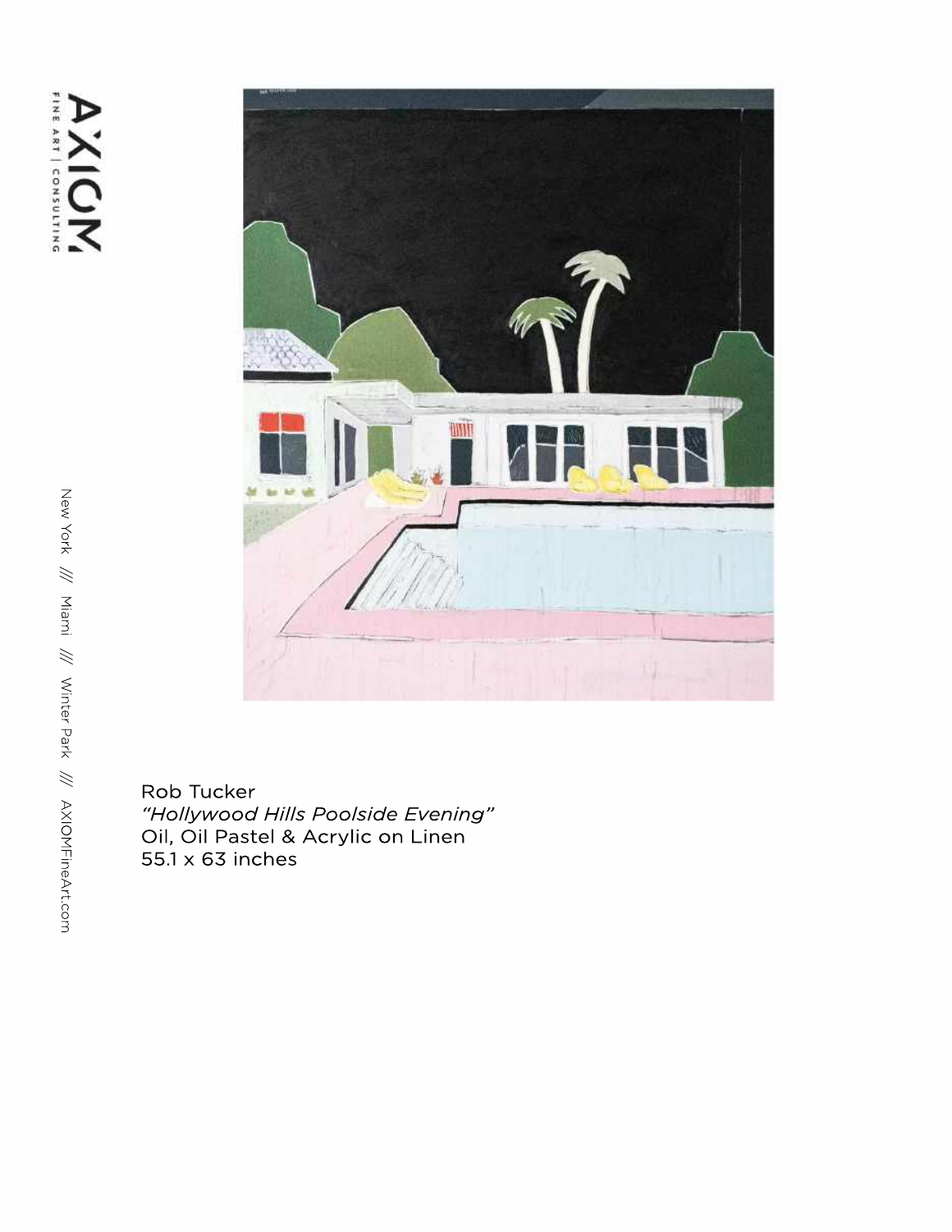Rob Tucker
*"Hollywood Hills Poolside Evening"*
Oil, Oil Pastel & Acrylic on Linen
55.1 x 63 inches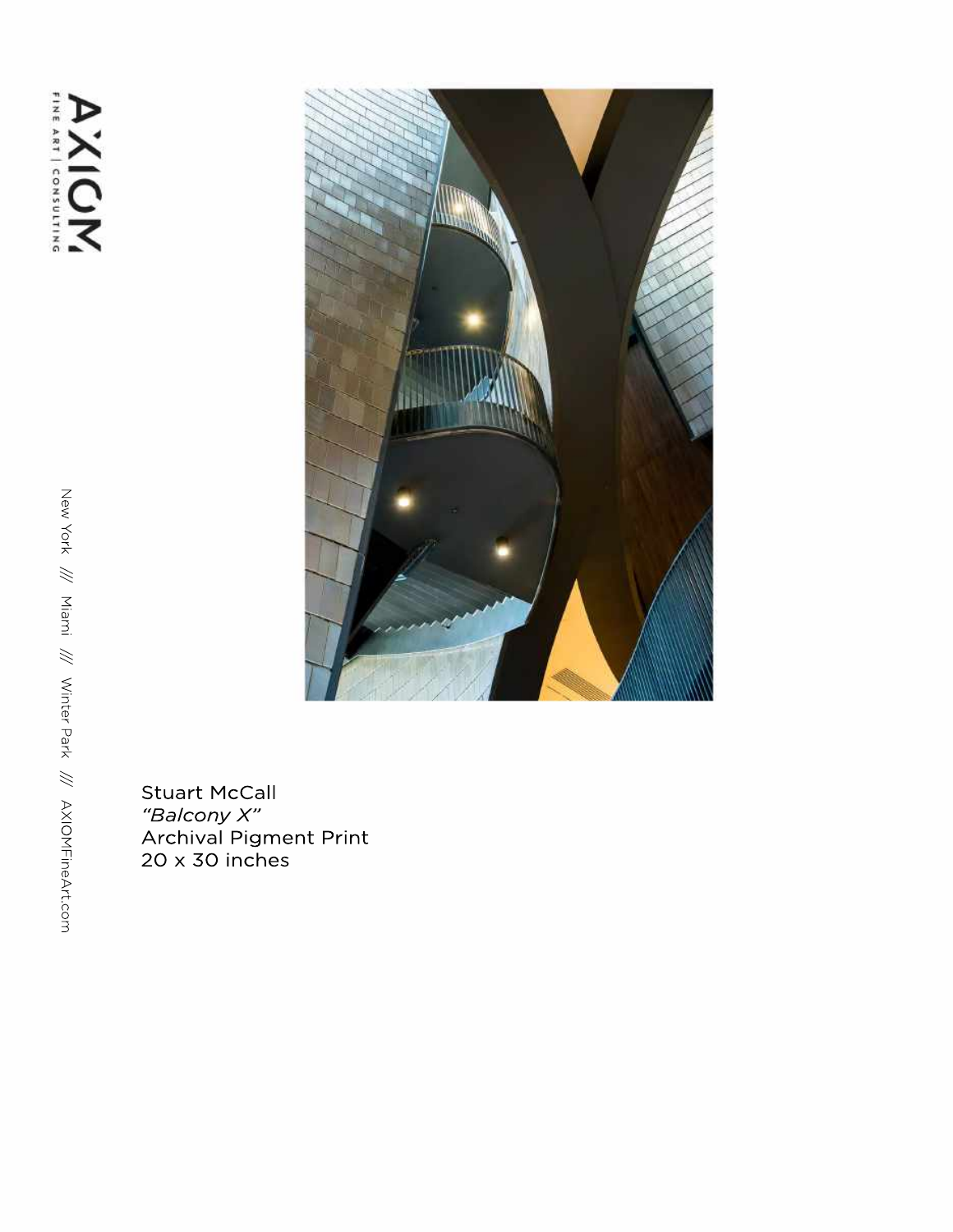Stuart McCall
*"Balcony X"*
Archival Pigment Print
20 x 30 inches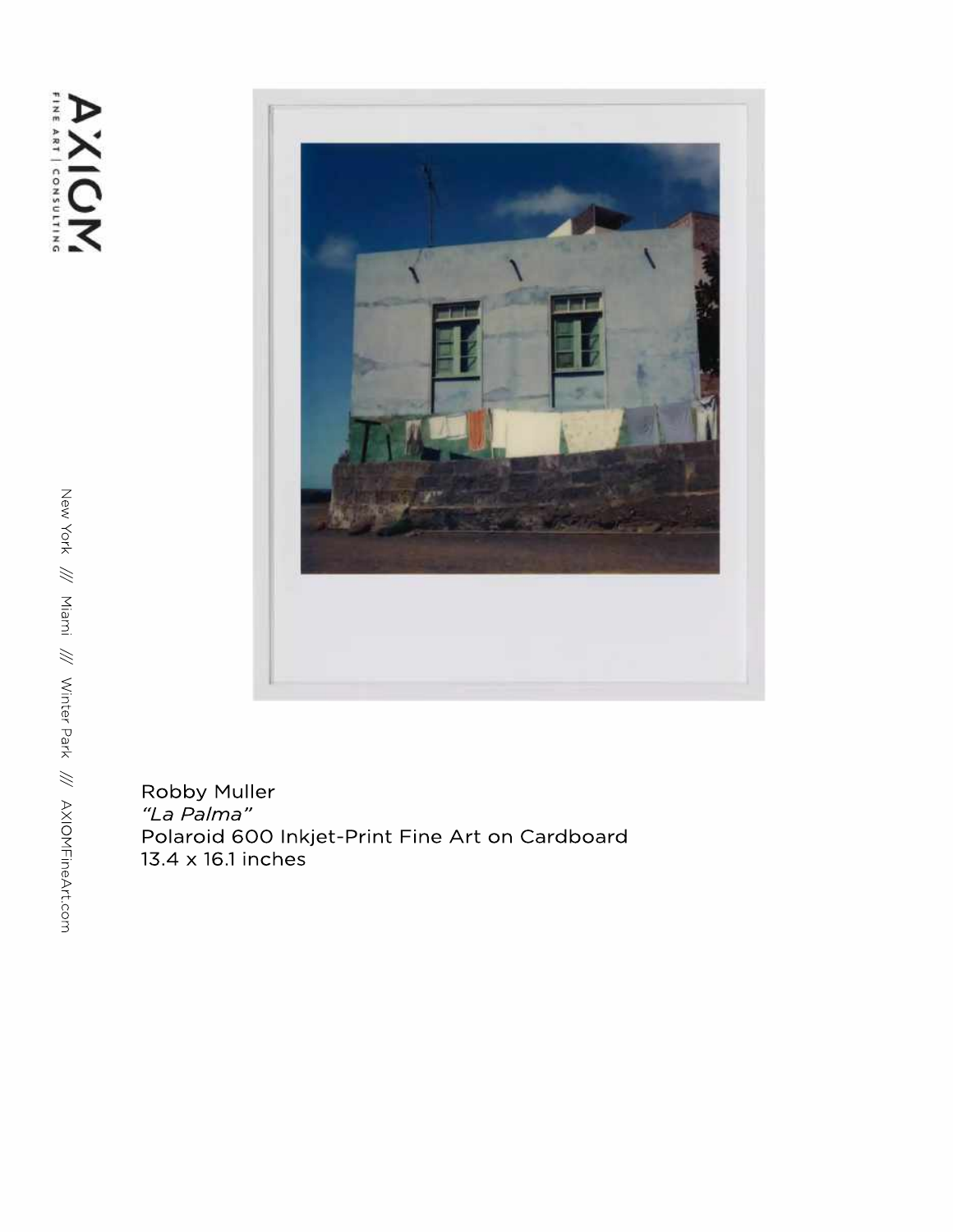Robby Muller
*"La Palma"*
Polaroid 600 Inkjet-Print Fine Art on Cardboard
13.4 x 16.1 inches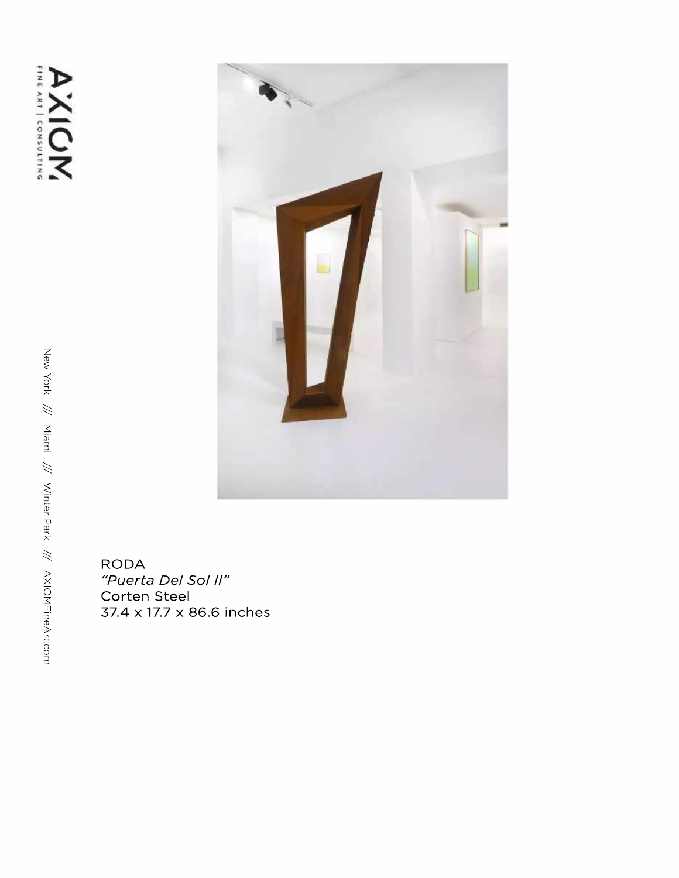RODA
*"Puerta Del Sol II"*
Corten Steel
37.4 x 17.7 x 86.6 inches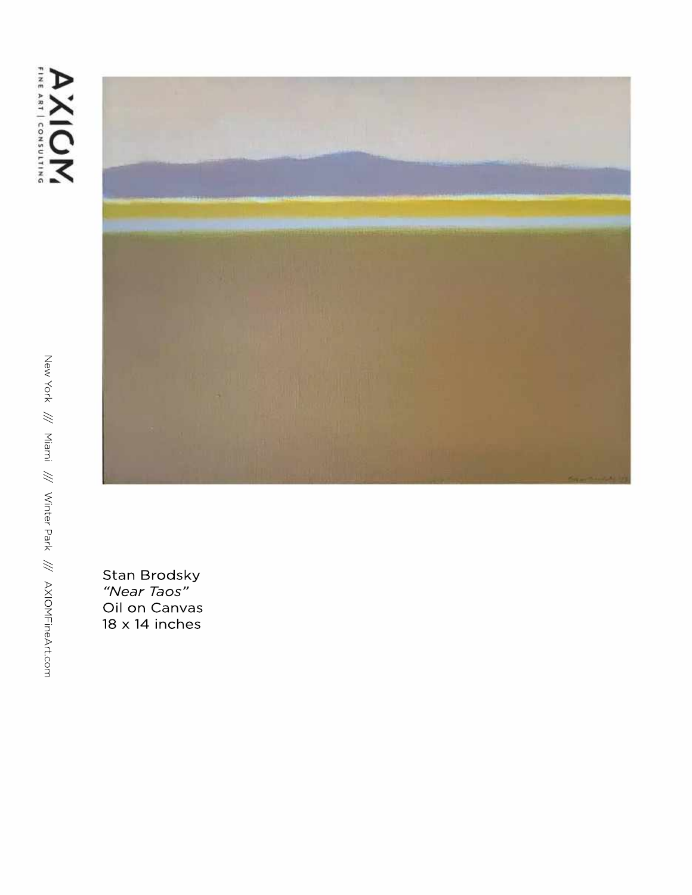Stan Brodsky  
*"Near Taos"*  
Oil on Canvas  
18 x 14 inches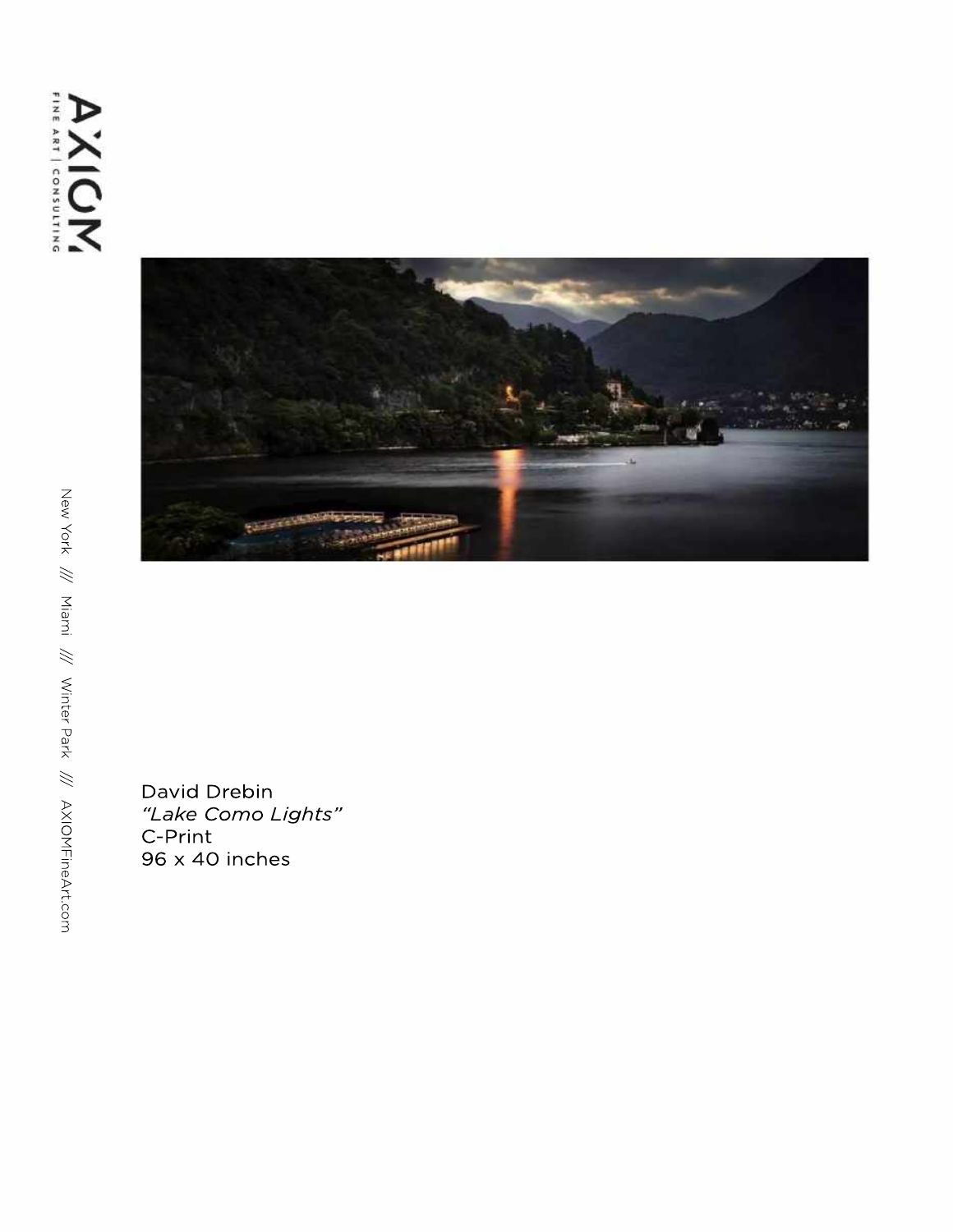David Drebin
*“Lake Como Lights”*
C-Print
96 x 40 inches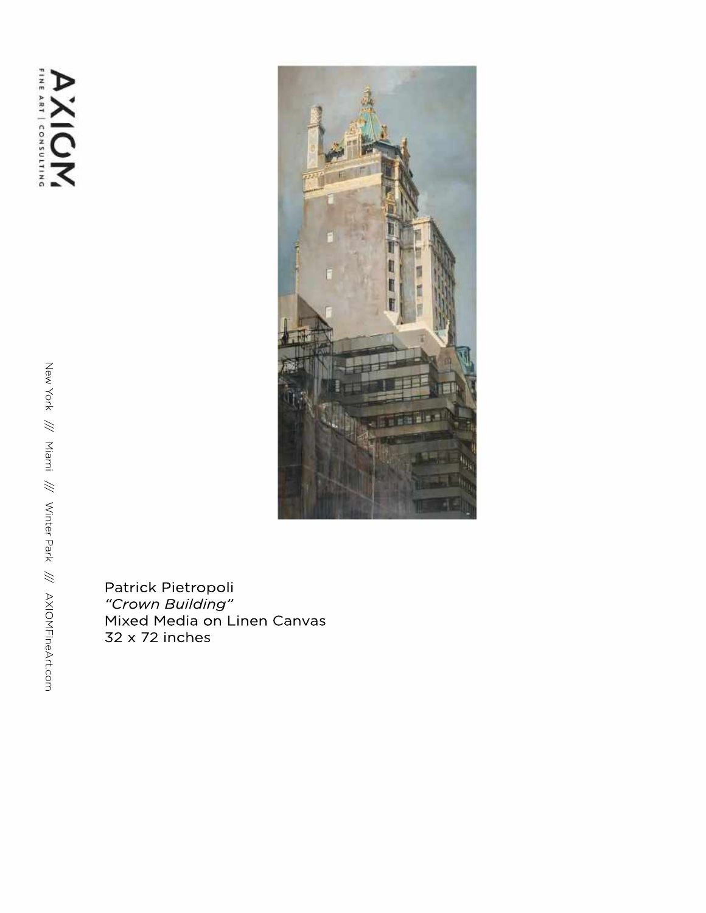Patrick Pietropoli
*“Crown Building”*
Mixed Media on Linen Canvas
32 x 72 inches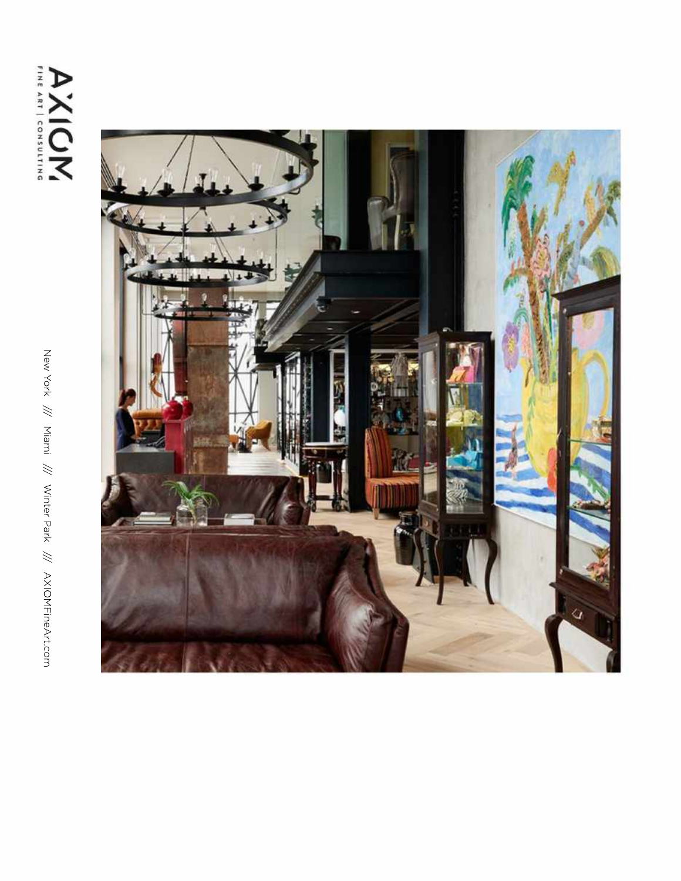AXIOM

FINE ART | CONSULTING

New York /// Miami /// Winter Park /// AXIOMFineArt.com